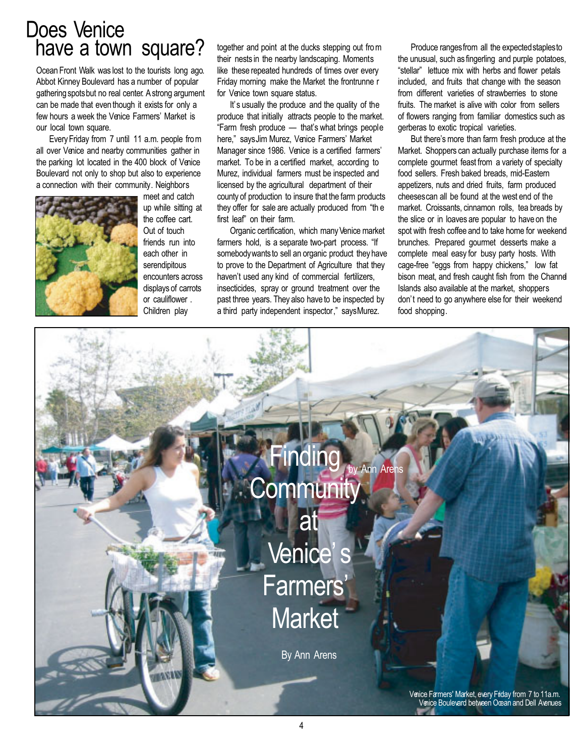# Finding Community at Venice's Farmers' Market

By Ann Arens

## Does Venice have a town square?

Ocean Front Walk was lost to the tourists long ago. Abbot Kinney Boulevard has a number of popular gathering spots but no real center. A strong argument can be made that even though it exists for only a few hours a week the Venice Farmers' Market is our local town square.

Every Friday from 7 until 11 a.m. people from all over Venice and nearby communities gather in the parking lot located in the 400 block of Venice Boulevard not only to shop but also to experience a connection with their community. Neighbors meet and catch up while sitting at the coffee cart. Out of touch friends run into each other in serendipitous encounters across displays of carrots or cauliflower. Children play together and point at the ducks stepping out from their nests in the nearby landscaping. Moments like these repeated hundreds of times over every Friday morning make the Market the frontrunner for Venice town square status.

It's usually the produce and the quality of the produce that initially attracts people to the market. "Farm fresh produce — that's what brings people here," says Jim Murez, Venice Farmers' Market Manager since 1986. Venice is a certified farmers' market. To be in a certified market, according to Murez, individual farmers must be inspected and licensed by the agricultural department of their county of production to insure that the farm products they offer for sale are actually produced from "the first leaf" on their farm.

Organic certification, which many Venice market farmers hold, is a separate two-part process. "If somebody wants to sell an organic product they have to prove to the Department of Agriculture that they haven't used any kind of commercial fertilizers, insecticides, spray or ground treatment over the past three years. They also have to be inspected by a third party independent inspector," says Murez.

Produce ranges from all the expected staples to the unusual, such as fingerling and purple potatoes, "stellar" lettuce mix with herbs and flower petals included, and fruits that change with the season from different varieties of strawberries to stone fruits. The market is alive with color from sellers of flowers ranging from familiar domestics such as gerberas to exotic tropical varieties.

But there's more than farm fresh produce at the Market. Shoppers can actually purchase items for a complete gourmet feast from a variety of specialty food sellers. Fresh baked breads, mid-Eastern appetizers, nuts and dried fruits, farm produced cheeses can all be found at the west end of the market. Croissants, cinnamon rolls, tea breads by the slice or in loaves are popular to have on the spot with fresh coffee and to take home for weekend brunches. Prepared gourmet desserts make a complete meal easy for busy party hosts. With cage-free "eggs from happy chickens," low fat bison meat, and fresh caught fish from the Channel Islands also available at the market, shoppers don't need to go anywhere else for their weekend food shopping.

Venice Farmers' Market, every Friday from 7 to 11a.m.
Venice Boulevard between Ocean and Dell Avenues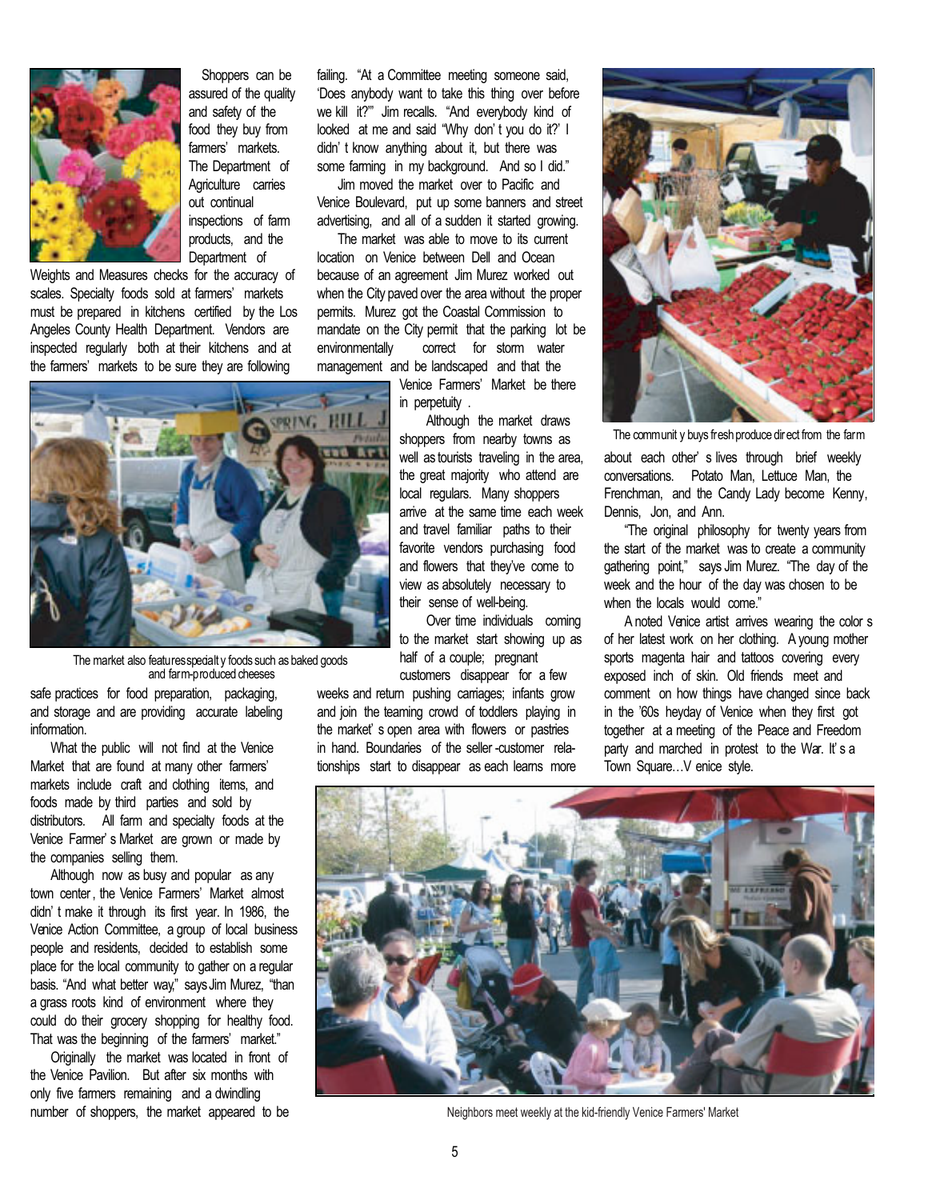Shoppers can be assured of the quality and safety of the food they buy from farmers' markets. The Department of Agriculture carries out continual inspections of farm products, and the Department of Weights and Measures checks for the accuracy of scales. Specialty foods sold at farmers' markets must be prepared in kitchens certified by the Los Angeles County Health Department. Vendors are inspected regularly both at their kitchens and at the farmers' markets to be sure they are following safe practices for food preparation, packaging, and storage and are providing accurate labeling information.

The market also features specialty foods such as baked goods and farm-produced cheeses

What the public will not find at the Venice Market that are found at many other farmers' markets include craft and clothing items, and foods made by third parties and sold by distributors. All farm and specialty foods at the Venice Farmer's Market are grown or made by the companies selling them.

Although now as busy and popular as any town center, the Venice Farmers' Market almost didn't make it through its first year. In 1986, the Venice Action Committee, a group of local business people and residents, decided to establish some place for the local community to gather on a regular basis. "And what better way," says Jim Murez, "than a grass roots kind of environment where they could do their grocery shopping for healthy food. That was the beginning of the farmers' market."

Originally the market was located in front of the Venice Pavilion. But after six months with only five farmers remaining and a dwindling number of shoppers, the market appeared to be failing. "At a Committee meeting someone said, 'Does anybody want to take this thing over before we kill it?'" Jim recalls. "And everybody kind of looked at me and said "Why don't you do it?' I didn't know anything about it, but there was some farming in my background. And so I did."

Jim moved the market over to Pacific and Venice Boulevard, put up some banners and street advertising, and all of a sudden it started growing.

The market was able to move to its current location on Venice between Dell and Ocean because of an agreement Jim Murez worked out when the City paved over the area without the proper permits. Murez got the Coastal Commission to mandate on the City permit that the parking lot be environmentally correct for storm water management and be landscaped and that the Venice Farmers' Market be there in perpetuity.

Although the market draws shoppers from nearby towns as well as tourists traveling in the area, the great majority who attend are local regulars. Many shoppers arrive at the same time each week and travel familiar paths to their favorite vendors purchasing food and flowers that they've come to view as absolutely necessary to their sense of well-being.

Over time individuals coming to the market start showing up as half of a couple; pregnant customers disappear for a few weeks and return pushing carriages; infants grow and join the teaming crowd of toddlers playing in the market's open area with flowers or pastries in hand. Boundaries of the seller-customer relationships start to disappear as each learns more about each other's lives through brief weekly conversations. Potato Man, Lettuce Man, the Frenchman, and the Candy Lady become Kenny, Dennis, Jon, and Ann.

The community buys fresh produce direct from the farm

"The original philosophy for twenty years from the start of the market was to create a community gathering point," says Jim Murez. "The day of the week and the hour of the day was chosen to be when the locals would come."

A noted Venice artist arrives wearing the colors of her latest work on her clothing. A young mother sports magenta hair and tattoos covering every exposed inch of skin. Old friends meet and comment on how things have changed since back in the '60s heyday of Venice when they first got together at a meeting of the Peace and Freedom party and marched in protest to the War. It's a Town Square...Venice style.

Neighbors meet weekly at the kid-friendly Venice Farmers' Market